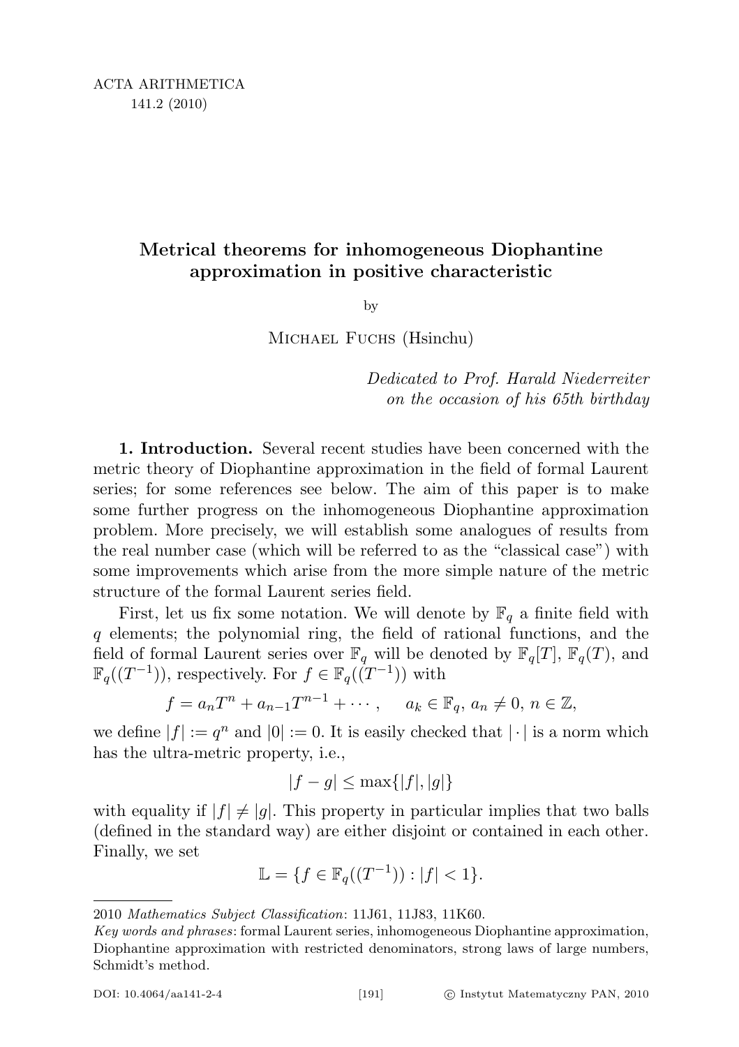# Metrical theorems for inhomogeneous Diophantine approximation in positive characteristic

by

Michael Fuchs (Hsinchu)

*Dedicated to Prof. Harald Niederreiter on the occasion of his 65th birthday*

**1. Introduction.** Several recent studies have been concerned with the metric theory of Diophantine approximation in the field of formal Laurent series; for some references see below. The aim of this paper is to make some further progress on the inhomogeneous Diophantine approximation problem. More precisely, we will establish some analogues of results from the real number case (which will be referred to as the "classical case") with some improvements which arise from the more simple nature of the metric structure of the formal Laurent series field.

First, let us fix some notation. We will denote by $\mathbb{F}_q$ a finite field with $q$ elements; the polynomial ring, the field of rational functions, and the field of formal Laurent series over $\mathbb{F}_q$ will be denoted by $\mathbb{F}_q[T]$, $\mathbb{F}_q(T)$, and $\mathbb{F}_q((T^{-1}))$, respectively. For $f \in \mathbb{F}_q((T^{-1}))$ with

$$f = a_n T^n + a_{n-1} T^{n-1} + \cdots, \qquad a_k \in \mathbb{F}_q,\ a_n \neq 0,\ n \in \mathbb{Z},$$

we define $|f| := q^n$ and $|0| := 0$. It is easily checked that $|\cdot|$ is a norm which has the ultra-metric property, i.e.,

$$|f - g| \le \max\{|f|, |g|\}$$

with equality if $|f| \neq |g|$. This property in particular implies that two balls (defined in the standard way) are either disjoint or contained in each other. Finally, we set

$$\mathbb{L} = \{f \in \mathbb{F}_q((T^{-1})) : |f| < 1\}.$$

---

2010 *Mathematics Subject Classification*: 11J61, 11J83, 11K60.

*Key words and phrases*: formal Laurent series, inhomogeneous Diophantine approximation, Diophantine approximation with restricted denominators, strong laws of large numbers, Schmidt's method.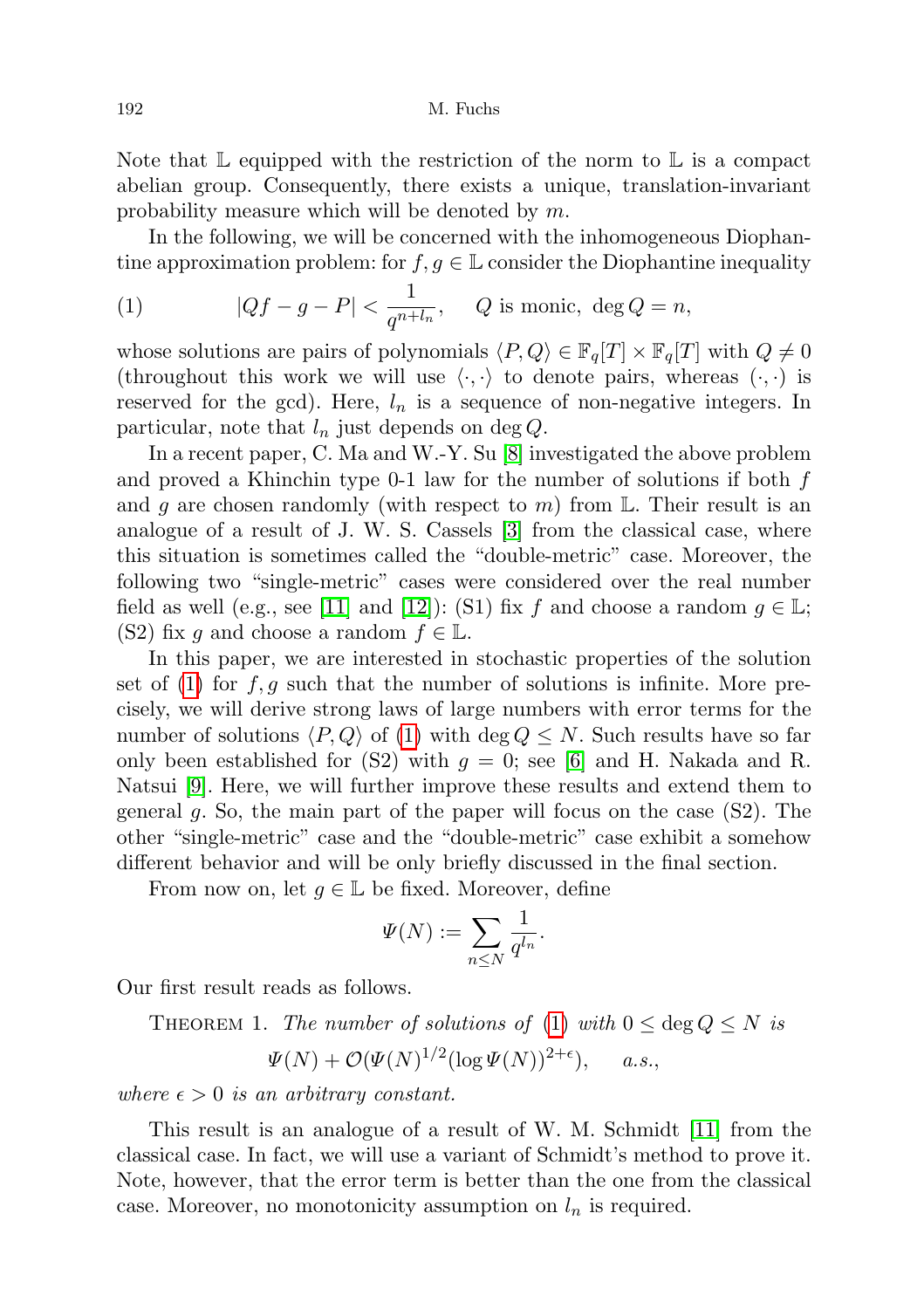Note that $\mathbb{L}$ equipped with the restriction of the norm to $\mathbb{L}$ is a compact abelian group. Consequently, there exists a unique, translation-invariant probability measure which will be denoted by $m$.

In the following, we will be concerned with the inhomogeneous Diophantine approximation problem: for $f, g \in \mathbb{L}$ consider the Diophantine inequality

$$(1) \qquad |Qf - g - P| < \frac{1}{q^{n+l_n}}, \quad Q \text{ is monic, } \deg Q = n,$$

whose solutions are pairs of polynomials $\langle P, Q\rangle \in \mathbb{F}_q[T] \times \mathbb{F}_q[T]$ with $Q \neq 0$ (throughout this work we will use $\langle \cdot, \cdot \rangle$ to denote pairs, whereas $(\cdot, \cdot)$ is reserved for the gcd). Here, $l_n$ is a sequence of non-negative integers. In particular, note that $l_n$ just depends on $\deg Q$.

In a recent paper, C. Ma and W.-Y. Su [8] investigated the above problem and proved a Khinchin type 0-1 law for the number of solutions if both $f$ and $g$ are chosen randomly (with respect to $m$) from $\mathbb{L}$. Their result is an analogue of a result of J. W. S. Cassels [3] from the classical case, where this situation is sometimes called the "double-metric" case. Moreover, the following two "single-metric" cases were considered over the real number field as well (e.g., see [11] and [12]): (S1) fix $f$ and choose a random $g \in \mathbb{L}$; (S2) fix $g$ and choose a random $f \in \mathbb{L}$.

In this paper, we are interested in stochastic properties of the solution set of (1) for $f, g$ such that the number of solutions is infinite. More precisely, we will derive strong laws of large numbers with error terms for the number of solutions $\langle P, Q\rangle$ of (1) with $\deg Q \leq N$. Such results have so far only been established for (S2) with $g = 0$; see [6] and H. Nakada and R. Natsui [9]. Here, we will further improve these results and extend them to general $g$. So, the main part of the paper will focus on the case (S2). The other "single-metric" case and the "double-metric" case exhibit a somehow different behavior and will be only briefly discussed in the final section.

From now on, let $g \in \mathbb{L}$ be fixed. Moreover, define

$$\Psi(N) := \sum_{n \leq N} \frac{1}{q^{l_n}}.$$

Our first result reads as follows.

Theorem 1. *The number of solutions of* (1) *with* $0 \leq \deg Q \leq N$ *is*

$$\Psi(N) + \mathcal{O}(\Psi(N)^{1/2}(\log \Psi(N))^{2+\epsilon}), \qquad a.s.,$$

*where* $\epsilon > 0$ *is an arbitrary constant.*

This result is an analogue of a result of W. M. Schmidt [11] from the classical case. In fact, we will use a variant of Schmidt's method to prove it. Note, however, that the error term is better than the one from the classical case. Moreover, no monotonicity assumption on $l_n$ is required.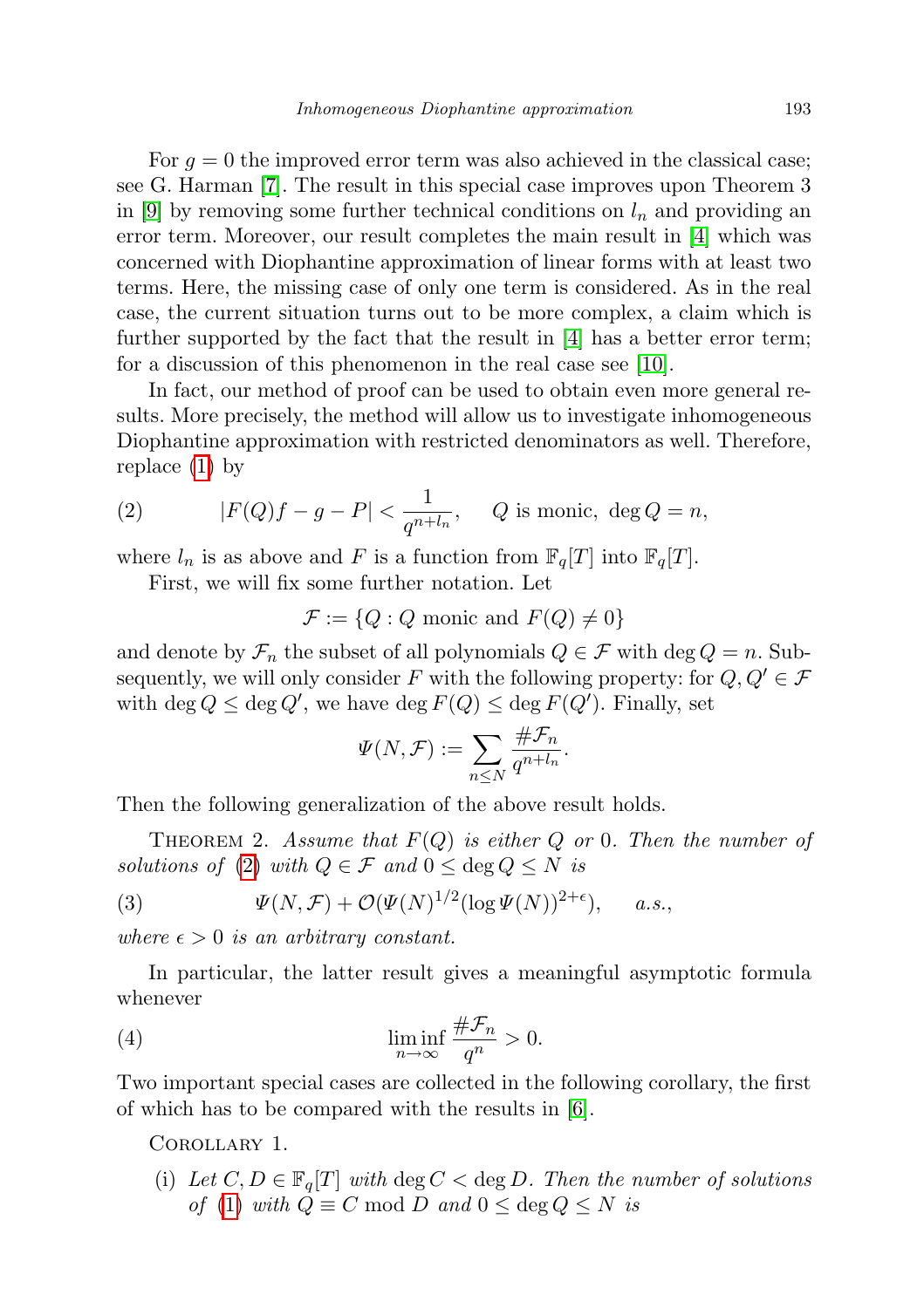For $g = 0$ the improved error term was also achieved in the classical case; see G. Harman [7]. The result in this special case improves upon Theorem 3 in [9] by removing some further technical conditions on $l_n$ and providing an error term. Moreover, our result completes the main result in [4] which was concerned with Diophantine approximation of linear forms with at least two terms. Here, the missing case of only one term is considered. As in the real case, the current situation turns out to be more complex, a claim which is further supported by the fact that the result in [4] has a better error term; for a discussion of this phenomenon in the real case see [10].

In fact, our method of proof can be used to obtain even more general results. More precisely, the method will allow us to investigate inhomogeneous Diophantine approximation with restricted denominators as well. Therefore, replace (1) by

$$|F(Q)f - g - P| < \frac{1}{q^{n+l_n}}, \quad Q \text{ is monic}, \ \deg Q = n, \tag{2}$$

where $l_n$ is as above and $F$ is a function from $\mathbb{F}_q[T]$ into $\mathbb{F}_q[T]$.

First, we will fix some further notation. Let

$$\mathcal{F} := \{Q : Q \text{ monic and } F(Q) \neq 0\}$$

and denote by $\mathcal{F}_n$ the subset of all polynomials $Q \in \mathcal{F}$ with $\deg Q = n$. Subsequently, we will only consider $F$ with the following property: for $Q, Q' \in \mathcal{F}$ with $\deg Q \leq \deg Q'$, we have $\deg F(Q) \leq \deg F(Q')$. Finally, set

$$\Psi(N, \mathcal{F}) := \sum_{n \leq N} \frac{\#\mathcal{F}_n}{q^{n+l_n}}.$$

Then the following generalization of the above result holds.

Theorem 2. *Assume that $F(Q)$ is either $Q$ or $0$. Then the number of solutions of (2) with $Q \in \mathcal{F}$ and $0 \leq \deg Q \leq N$ is*

$$\Psi(N, \mathcal{F}) + \mathcal{O}(\Psi(N)^{1/2}(\log \Psi(N))^{2+\epsilon}), \quad a.s., \tag{3}$$

*where $\epsilon > 0$ is an arbitrary constant.*

In particular, the latter result gives a meaningful asymptotic formula whenever

$$\liminf_{n \to \infty} \frac{\#\mathcal{F}_n}{q^n} > 0. \tag{4}$$

Two important special cases are collected in the following corollary, the first of which has to be compared with the results in [6].

Corollary 1.

(i) *Let $C, D \in \mathbb{F}_q[T]$ with $\deg C < \deg D$. Then the number of solutions of (1) with $Q \equiv C \bmod D$ and $0 \leq \deg Q \leq N$ is*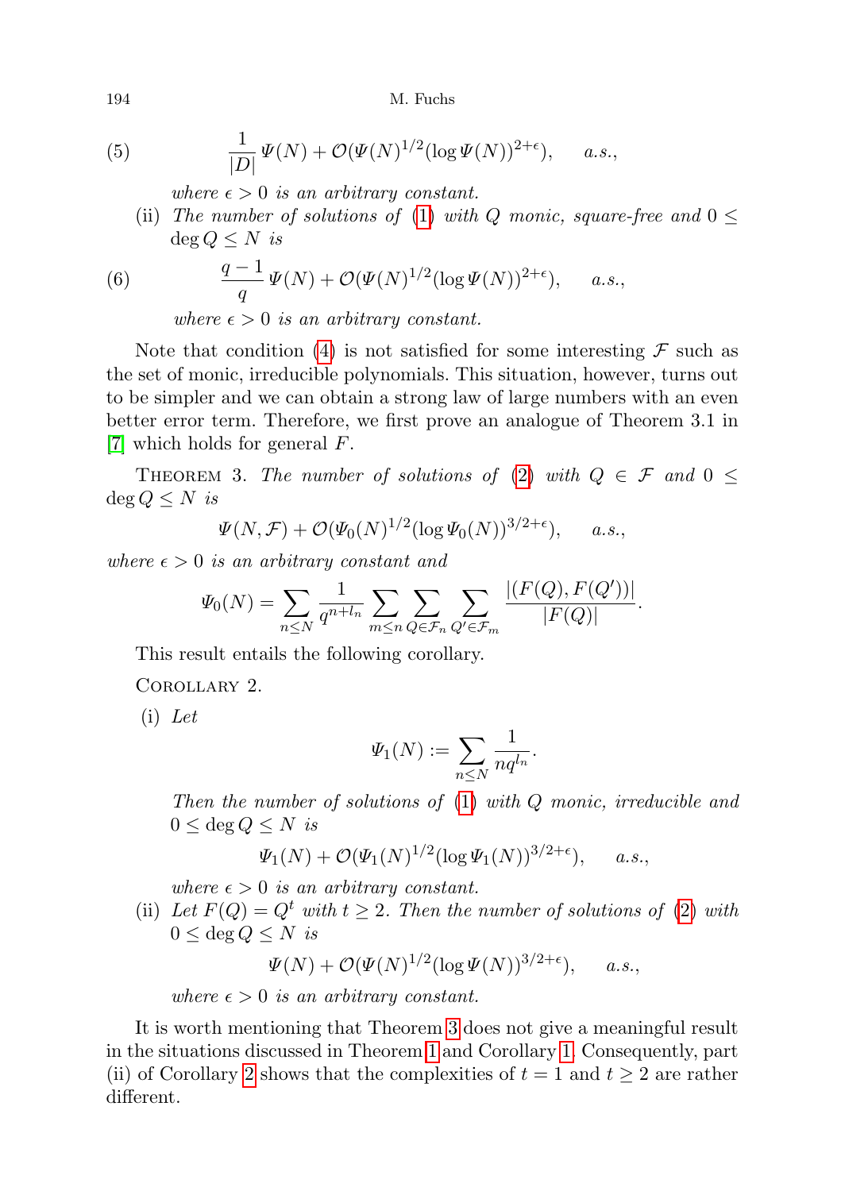$$(5) \qquad \frac{1}{|D|}\,\Psi(N) + \mathcal{O}(\Psi(N)^{1/2}(\log\Psi(N))^{2+\epsilon}), \qquad a.s.,$$

*where* $\epsilon > 0$ *is an arbitrary constant.*

(ii) *The number of solutions of* (1) *with* $Q$ *monic, square-free and* $0 \le \deg Q \le N$ *is*

$$(6) \qquad \frac{q-1}{q}\,\Psi(N) + \mathcal{O}(\Psi(N)^{1/2}(\log\Psi(N))^{2+\epsilon}), \qquad a.s.,$$

*where* $\epsilon > 0$ *is an arbitrary constant.*

Note that condition (4) is not satisfied for some interesting $\mathcal{F}$ such as the set of monic, irreducible polynomials. This situation, however, turns out to be simpler and we can obtain a strong law of large numbers with an even better error term. Therefore, we first prove an analogue of Theorem 3.1 in [7] which holds for general $F$.

Theorem 3. *The number of solutions of* (2) *with* $Q \in \mathcal{F}$ *and* $0 \le \deg Q \le N$ *is*

$$\Psi(N,\mathcal{F}) + \mathcal{O}(\Psi_0(N)^{1/2}(\log\Psi_0(N))^{3/2+\epsilon}), \qquad a.s.,$$

*where* $\epsilon > 0$ *is an arbitrary constant and*

$$\Psi_0(N) = \sum_{n\le N}\frac{1}{q^{n+l_n}}\sum_{m\le n}\sum_{Q\in\mathcal{F}_n}\sum_{Q'\in\mathcal{F}_m}\frac{|(F(Q),F(Q'))|}{|F(Q)|}.$$

This result entails the following corollary.

Corollary 2.

(i) *Let*

$$\Psi_1(N) := \sum_{n\le N}\frac{1}{nq^{l_n}}.$$

*Then the number of solutions of* (1) *with* $Q$ *monic, irreducible and* $0 \le \deg Q \le N$ *is*

$$\Psi_1(N) + \mathcal{O}(\Psi_1(N)^{1/2}(\log\Psi_1(N))^{3/2+\epsilon}), \qquad a.s.,$$

*where* $\epsilon > 0$ *is an arbitrary constant.*

(ii) *Let* $F(Q) = Q^t$ *with* $t \ge 2$. *Then the number of solutions of* (2) *with* $0 \le \deg Q \le N$ *is*

$$\Psi(N) + \mathcal{O}(\Psi(N)^{1/2}(\log\Psi(N))^{3/2+\epsilon}), \qquad a.s.,$$

*where* $\epsilon > 0$ *is an arbitrary constant.*

It is worth mentioning that Theorem 3 does not give a meaningful result in the situations discussed in Theorem 1 and Corollary 1. Consequently, part (ii) of Corollary 2 shows that the complexities of $t = 1$ and $t \ge 2$ are rather different.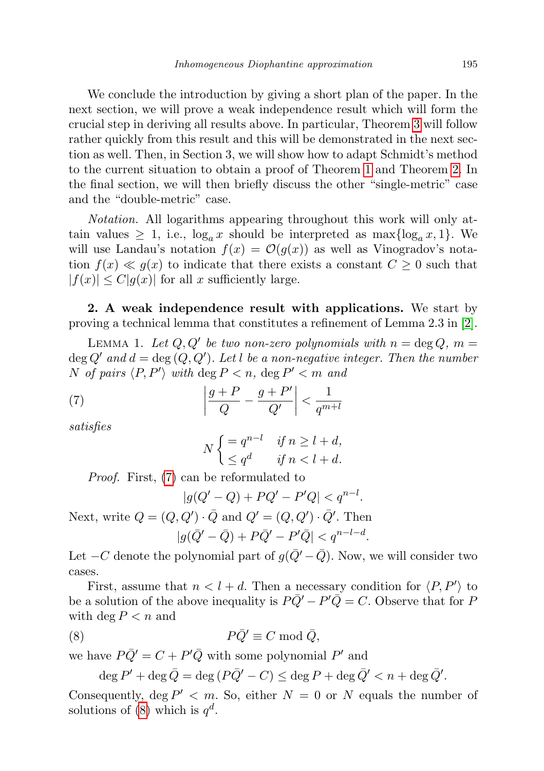We conclude the introduction by giving a short plan of the paper. In the next section, we will prove a weak independence result which will form the crucial step in deriving all results above. In particular, Theorem 3 will follow rather quickly from this result and this will be demonstrated in the next section as well. Then, in Section 3, we will show how to adapt Schmidt's method to the current situation to obtain a proof of Theorem 1 and Theorem 2. In the final section, we will then briefly discuss the other "single-metric" case and the "double-metric" case.

*Notation.* All logarithms appearing throughout this work will only attain values $\geq 1$, i.e., $\log_a x$ should be interpreted as $\max\{\log_a x, 1\}$. We will use Landau's notation $f(x) = \mathcal{O}(g(x))$ as well as Vinogradov's notation $f(x) \ll g(x)$ to indicate that there exists a constant $C \geq 0$ such that $|f(x)| \leq C|g(x)|$ for all $x$ sufficiently large.

## 2. A weak independence result with applications.

We start by proving a technical lemma that constitutes a refinement of Lemma 2.3 in [2].

Lemma 1. *Let $Q, Q'$ be two non-zero polynomials with $n = \deg Q$, $m = \deg Q'$ and $d = \deg (Q, Q')$. Let $l$ be a non-negative integer. Then the number $N$ of pairs $\langle P, P' \rangle$ with $\deg P < n$, $\deg P' < m$ and*

$$\left| \frac{g + P}{Q} - \frac{g + P'}{Q'} \right| < \frac{1}{q^{m+l}} \tag{7}$$

*satisfies*

$$N \begin{cases} = q^{n-l} & \text{if } n \geq l + d, \\ \leq q^d & \text{if } n < l + d. \end{cases}$$

*Proof.* First, (7) can be reformulated to

$$|g(Q' - Q) + PQ' - P'Q| < q^{n-l}.$$

Next, write $Q = (Q, Q') \cdot \bar{Q}$ and $Q' = (Q, Q') \cdot \bar{Q}'$. Then

$$|g(\bar{Q}' - \bar{Q}) + P\bar{Q}' - P'\bar{Q}| < q^{n-l-d}.$$

Let $-C$ denote the polynomial part of $g(\bar{Q}' - \bar{Q})$. Now, we will consider two cases.

First, assume that $n < l + d$. Then a necessary condition for $\langle P, P' \rangle$ to be a solution of the above inequality is $P\bar{Q}' - P'\bar{Q} = C$. Observe that for $P$ with $\deg P < n$ and

$$P\bar{Q}' \equiv C \bmod \bar{Q}, \tag{8}$$

we have $P\bar{Q}' = C + P'\bar{Q}$ with some polynomial $P'$ and

$$\deg P' + \deg \bar{Q} = \deg (P\bar{Q}' - C) \leq \deg P + \deg \bar{Q}' < n + \deg \bar{Q}'.$$

Consequently, $\deg P' < m$. So, either $N = 0$ or $N$ equals the number of solutions of (8) which is $q^d$.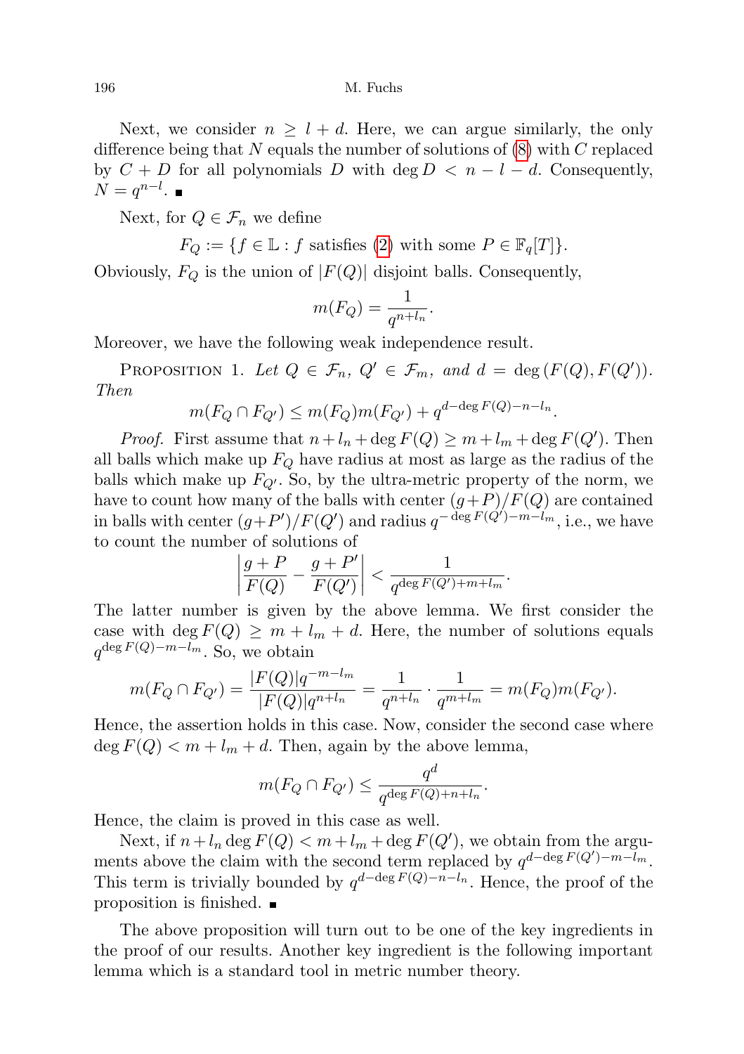Next, we consider $n \geq l + d$. Here, we can argue similarly, the only difference being that $N$ equals the number of solutions of (8) with $C$ replaced by $C + D$ for all polynomials $D$ with $\deg D < n - l - d$. Consequently, $N = q^{n-l}$. ∎

Next, for $Q \in \mathcal{F}_n$ we define

$$F_Q := \{f \in \mathbb{L} : f \text{ satisfies (2) with some } P \in \mathbb{F}_q[T]\}.$$

Obviously, $F_Q$ is the union of $|F(Q)|$ disjoint balls. Consequently,

$$m(F_Q) = \frac{1}{q^{n+l_n}}.$$

Moreover, we have the following weak independence result.

Proposition 1. *Let $Q \in \mathcal{F}_n$, $Q' \in \mathcal{F}_m$, and $d = \deg(F(Q), F(Q'))$. Then*

$$m(F_Q \cap F_{Q'}) \leq m(F_Q)m(F_{Q'}) + q^{d-\deg F(Q)-n-l_n}.$$

*Proof.* First assume that $n + l_n + \deg F(Q) \geq m + l_m + \deg F(Q')$. Then all balls which make up $F_Q$ have radius at most as large as the radius of the balls which make up $F_{Q'}$. So, by the ultra-metric property of the norm, we have to count how many of the balls with center $(g+P)/F(Q)$ are contained in balls with center $(g+P')/F(Q')$ and radius $q^{-\deg F(Q')-m-l_m}$, i.e., we have to count the number of solutions of

$$\left|\frac{g+P}{F(Q)} - \frac{g+P'}{F(Q')}\right| < \frac{1}{q^{\deg F(Q')+m+l_m}}.$$

The latter number is given by the above lemma. We first consider the case with $\deg F(Q) \geq m + l_m + d$. Here, the number of solutions equals $q^{\deg F(Q)-m-l_m}$. So, we obtain

$$m(F_Q \cap F_{Q'}) = \frac{|F(Q)|q^{-m-l_m}}{|F(Q)|q^{n+l_n}} = \frac{1}{q^{n+l_n}} \cdot \frac{1}{q^{m+l_m}} = m(F_Q)m(F_{Q'}).$$

Hence, the assertion holds in this case. Now, consider the second case where $\deg F(Q) < m + l_m + d$. Then, again by the above lemma,

$$m(F_Q \cap F_{Q'}) \leq \frac{q^d}{q^{\deg F(Q)+n+l_n}}.$$

Hence, the claim is proved in this case as well.

Next, if $n + l_n \deg F(Q) < m + l_m + \deg F(Q')$, we obtain from the arguments above the claim with the second term replaced by $q^{d-\deg F(Q')-m-l_m}$. This term is trivially bounded by $q^{d-\deg F(Q)-n-l_n}$. Hence, the proof of the proposition is finished. ∎

The above proposition will turn out to be one of the key ingredients in the proof of our results. Another key ingredient is the following important lemma which is a standard tool in metric number theory.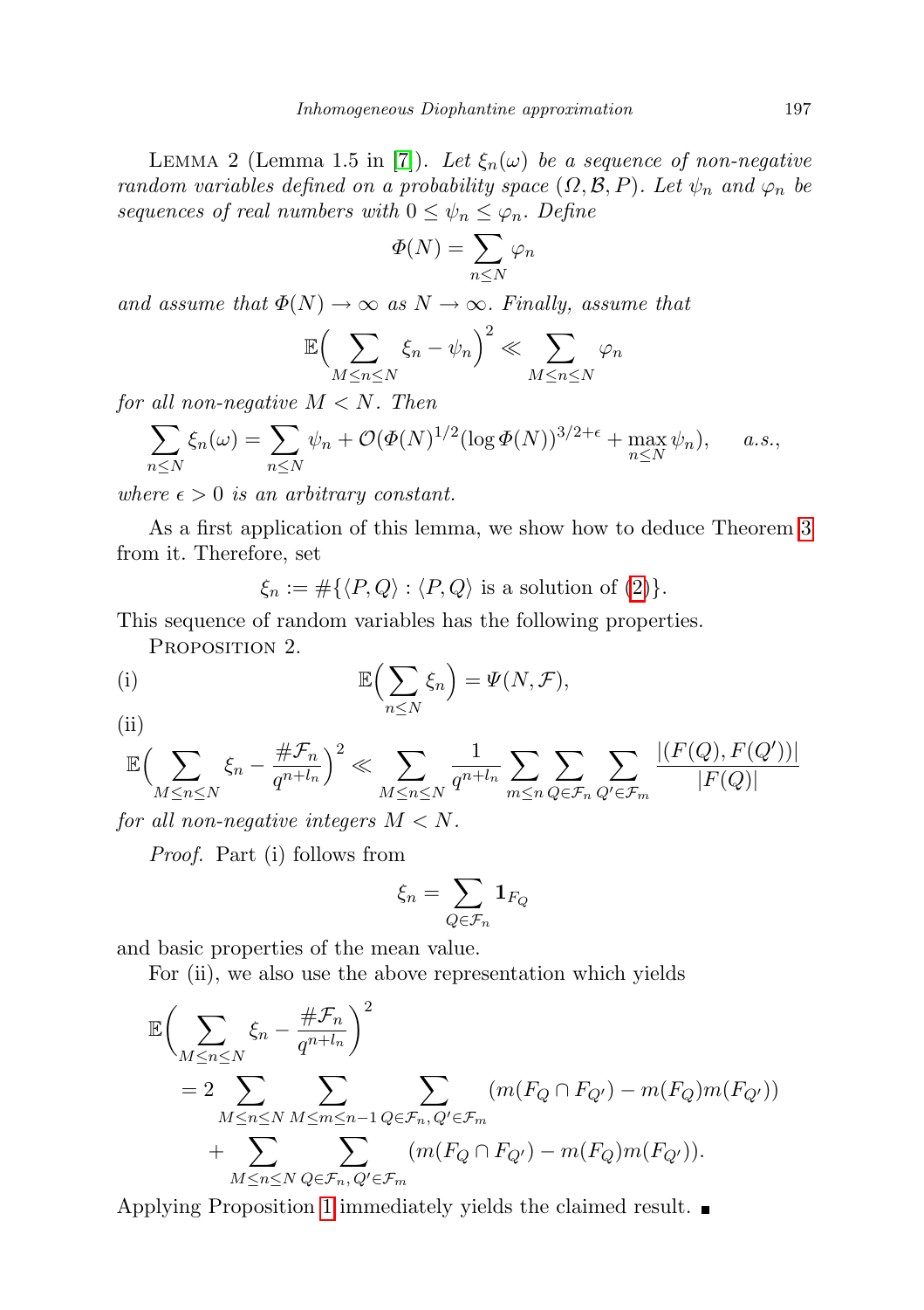LEMMA 2 (Lemma 1.5 in [7]). *Let $\xi_n(\omega)$ be a sequence of non-negative random variables defined on a probability space $(\Omega, \mathcal{B}, P)$. Let $\psi_n$ and $\varphi_n$ be sequences of real numbers with $0 \le \psi_n \le \varphi_n$. Define*

$$\Phi(N) = \sum_{n \le N} \varphi_n$$

*and assume that $\Phi(N) \to \infty$ as $N \to \infty$. Finally, assume that*

$$\mathbb{E}\Big( \sum_{M \le n \le N} \xi_n - \psi_n \Big)^2 \ll \sum_{M \le n \le N} \varphi_n$$

*for all non-negative $M < N$. Then*

$$\sum_{n \le N} \xi_n(\omega) = \sum_{n \le N} \psi_n + \mathcal{O}(\Phi(N)^{1/2} (\log \Phi(N))^{3/2+\epsilon} + \max_{n \le N} \psi_n), \qquad a.s.,$$

*where $\epsilon > 0$ is an arbitrary constant.*

As a first application of this lemma, we show how to deduce Theorem 3 from it. Therefore, set

$$\xi_n := \#\{\langle P, Q\rangle : \langle P, Q \rangle \text{ is a solution of (2)}\}.$$

This sequence of random variables has the following properties.

PROPOSITION 2.

(i)
$$\mathbb{E}\Big( \sum_{n \le N} \xi_n \Big) = \Psi(N, \mathcal{F}),$$

(ii)
$$\mathbb{E}\Big( \sum_{M \le n \le N} \xi_n - \frac{\#\mathcal{F}_n}{q^{n+l_n}} \Big)^2 \ll \sum_{M \le n \le N} \frac{1}{q^{n+l_n}} \sum_{m \le n} \sum_{Q \in \mathcal{F}_n} \sum_{Q' \in \mathcal{F}_m} \frac{|(F(Q), F(Q'))|}{|F(Q)|}$$

*for all non-negative integers $M < N$.*

*Proof.* Part (i) follows from

$$\xi_n = \sum_{Q \in \mathcal{F}_n} \mathbf{1}_{F_Q}$$

and basic properties of the mean value.

For (ii), we also use the above representation which yields

$$\begin{aligned}
\mathbb{E}\Big( \sum_{M \le n \le N} \xi_n - \frac{\#\mathcal{F}_n}{q^{n+l_n}} \Big)^2 
&= 2 \sum_{M \le n \le N} \sum_{M \le m \le n-1} \sum_{Q \in \mathcal{F}_n,\, Q' \in \mathcal{F}_m} (m(F_Q \cap F_{Q'}) - m(F_Q) m(F_{Q'})) \\
&\quad + \sum_{M \le n \le N} \sum_{Q \in \mathcal{F}_n,\, Q' \in \mathcal{F}_m} (m(F_Q \cap F_{Q'}) - m(F_Q) m(F_{Q'})).
\end{aligned}$$

Applying Proposition 1 immediately yields the claimed result. ■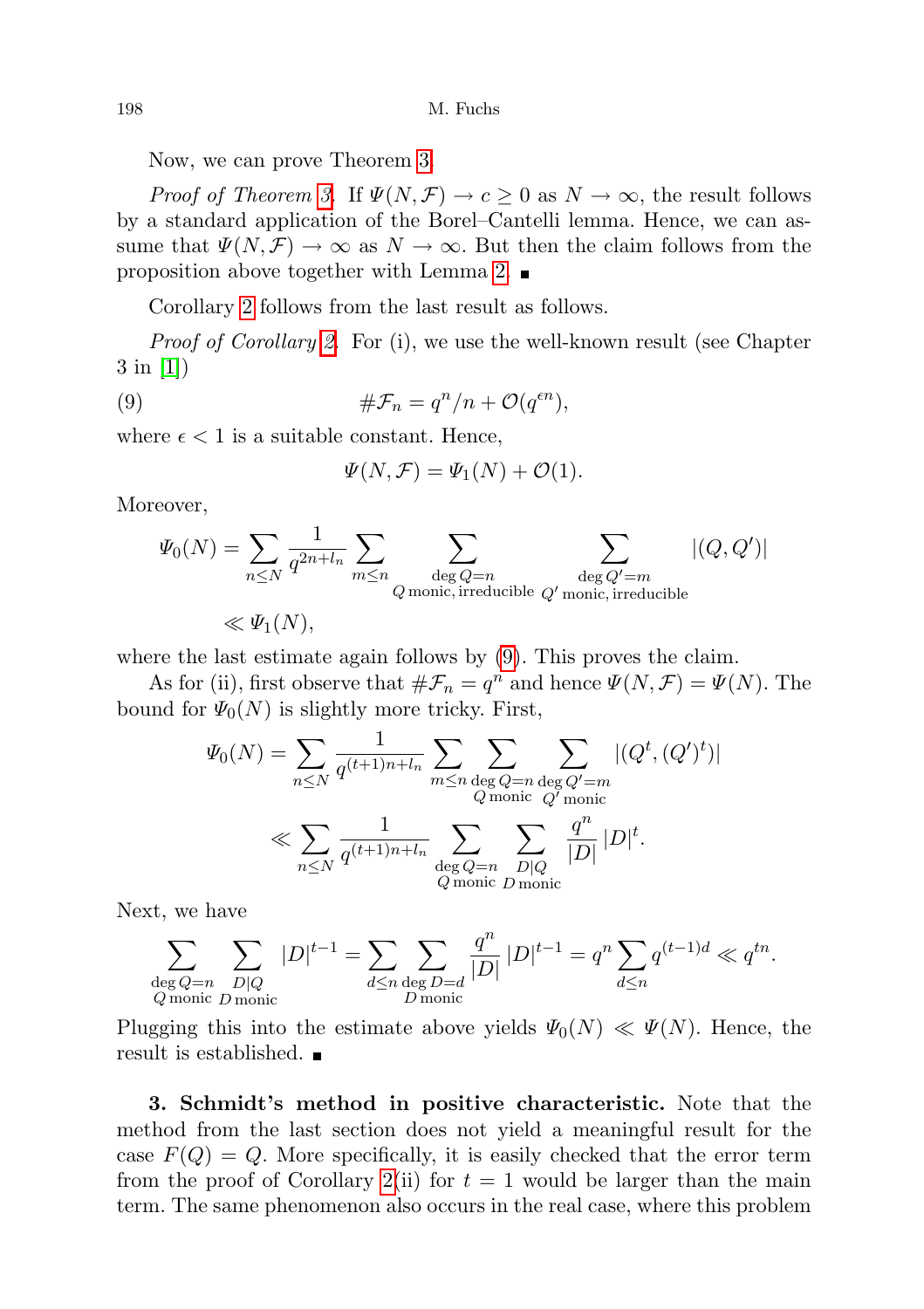Now, we can prove Theorem 3.

*Proof of Theorem 3.* If $\Psi(N,\mathcal{F}) \to c \geq 0$ as $N \to \infty$, the result follows by a standard application of the Borel–Cantelli lemma. Hence, we can assume that $\Psi(N,\mathcal{F}) \to \infty$ as $N \to \infty$. But then the claim follows from the proposition above together with Lemma 2. ■

Corollary 2 follows from the last result as follows.

*Proof of Corollary 2.* For (i), we use the well-known result (see Chapter 3 in [1])

$$\#\mathcal{F}_n = q^n/n + \mathcal{O}(q^{\epsilon n}), \tag{9}$$

where $\epsilon < 1$ is a suitable constant. Hence,

$$\Psi(N,\mathcal{F}) = \Psi_1(N) + \mathcal{O}(1).$$

Moreover,

$$\begin{aligned}
\Psi_0(N) &= \sum_{n\leq N} \frac{1}{q^{2n+l_n}} \sum_{m\leq n} \sum_{\substack{\deg Q=n\\ Q \text{ monic, irreducible}}} \sum_{\substack{\deg Q'=m\\ Q' \text{ monic, irreducible}}} |(Q,Q')| \\
&\ll \Psi_1(N),
\end{aligned}$$

where the last estimate again follows by (9). This proves the claim.

As for (ii), first observe that $\#\mathcal{F}_n = q^n$ and hence $\Psi(N,\mathcal{F}) = \Psi(N)$. The bound for $\Psi_0(N)$ is slightly more tricky. First,

$$\begin{aligned}
\Psi_0(N) &= \sum_{n\leq N} \frac{1}{q^{(t+1)n+l_n}} \sum_{m\leq n} \sum_{\substack{\deg Q=n\\ Q \text{ monic}}} \sum_{\substack{\deg Q'=m\\ Q' \text{ monic}}} |(Q^t,(Q')^t)| \\
&\ll \sum_{n\leq N} \frac{1}{q^{(t+1)n+l_n}} \sum_{\substack{\deg Q=n\\ Q \text{ monic}}} \sum_{\substack{D\mid Q\\ D \text{ monic}}} \frac{q^n}{|D|}\,|D|^t.
\end{aligned}$$

Next, we have

$$\sum_{\substack{\deg Q=n\\ Q \text{ monic}}} \sum_{\substack{D\mid Q\\ D \text{ monic}}} |D|^{t-1} = \sum_{d\leq n} \sum_{\substack{\deg D=d\\ D \text{ monic}}} \frac{q^n}{|D|}\,|D|^{t-1} = q^n \sum_{d\leq n} q^{(t-1)d} \ll q^{tn}.$$

Plugging this into the estimate above yields $\Psi_0(N) \ll \Psi(N)$. Hence, the result is established. ■

**3. Schmidt's method in positive characteristic.** Note that the method from the last section does not yield a meaningful result for the case $F(Q) = Q$. More specifically, it is easily checked that the error term from the proof of Corollary 2(ii) for $t = 1$ would be larger than the main term. The same phenomenon also occurs in the real case, where this problem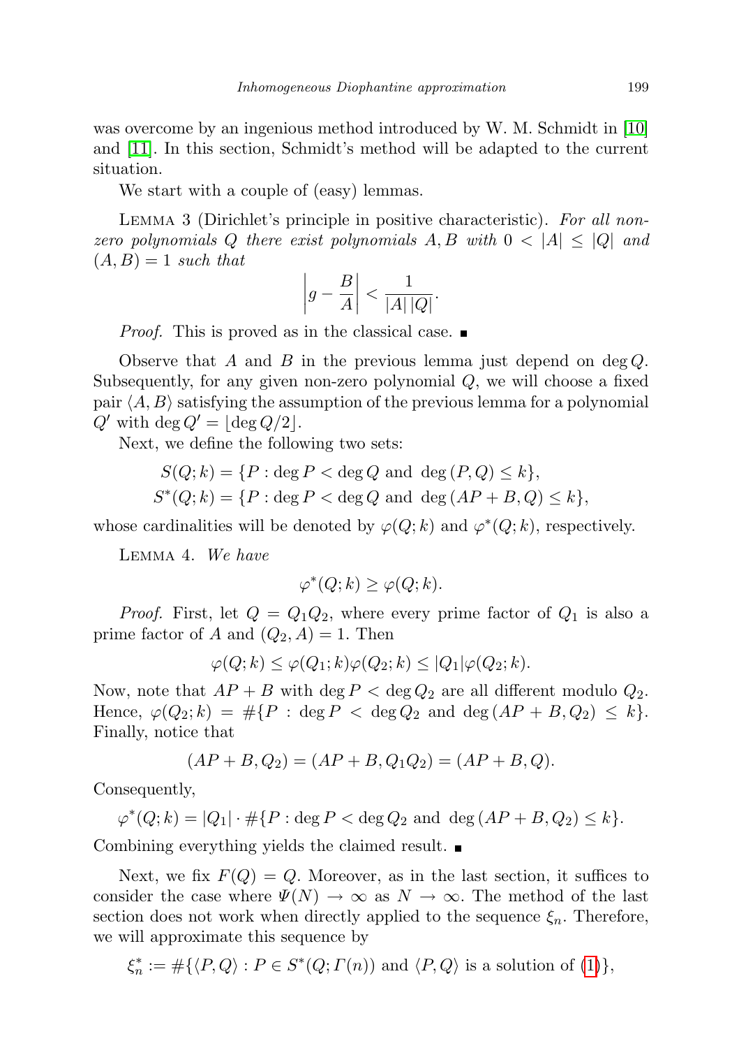was overcome by an ingenious method introduced by W. M. Schmidt in [10] and [11]. In this section, Schmidt's method will be adapted to the current situation.

We start with a couple of (easy) lemmas.

Lemma 3 (Dirichlet's principle in positive characteristic). *For all non-zero polynomials $Q$ there exist polynomials $A, B$ with $0 < |A| \le |Q|$ and $(A,B) = 1$ such that*

$$\left| g - \frac{B}{A} \right| < \frac{1}{|A|\,|Q|}.$$

*Proof.* This is proved as in the classical case. ∎

Observe that $A$ and $B$ in the previous lemma just depend on $\deg Q$. Subsequently, for any given non-zero polynomial $Q$, we will choose a fixed pair $\langle A, B\rangle$ satisfying the assumption of the previous lemma for a polynomial $Q'$ with $\deg Q' = \lfloor \deg Q/2 \rfloor$.

Next, we define the following two sets:

$$S(Q;k) = \{P : \deg P < \deg Q \text{ and } \deg(P,Q) \le k\},$$
$$S^*(Q;k) = \{P : \deg P < \deg Q \text{ and } \deg(AP+B,Q) \le k\},$$

whose cardinalities will be denoted by $\varphi(Q;k)$ and $\varphi^*(Q;k)$, respectively.

Lemma 4. *We have*

$$\varphi^*(Q;k) \ge \varphi(Q;k).$$

*Proof.* First, let $Q = Q_1Q_2$, where every prime factor of $Q_1$ is also a prime factor of $A$ and $(Q_2, A) = 1$. Then

$$\varphi(Q;k) \le \varphi(Q_1;k)\varphi(Q_2;k) \le |Q_1|\varphi(Q_2;k).$$

Now, note that $AP + B$ with $\deg P < \deg Q_2$ are all different modulo $Q_2$. Hence, $\varphi(Q_2;k) = \#\{P : \deg P < \deg Q_2 \text{ and } \deg(AP+B,Q_2) \le k\}$. Finally, notice that

$$(AP+B,Q_2) = (AP+B,Q_1Q_2) = (AP+B,Q).$$

Consequently,

$$\varphi^*(Q;k) = |Q_1| \cdot \#\{P : \deg P < \deg Q_2 \text{ and } \deg(AP+B,Q_2) \le k\}.$$

Combining everything yields the claimed result. ∎

Next, we fix $F(Q) = Q$. Moreover, as in the last section, it suffices to consider the case where $\Psi(N) \to \infty$ as $N \to \infty$. The method of the last section does not work when directly applied to the sequence $\xi_n$. Therefore, we will approximate this sequence by

$$\xi_n^* := \#\{\langle P,Q\rangle : P \in S^*(Q;\Gamma(n)) \text{ and } \langle P,Q\rangle \text{ is a solution of (1)}\},$$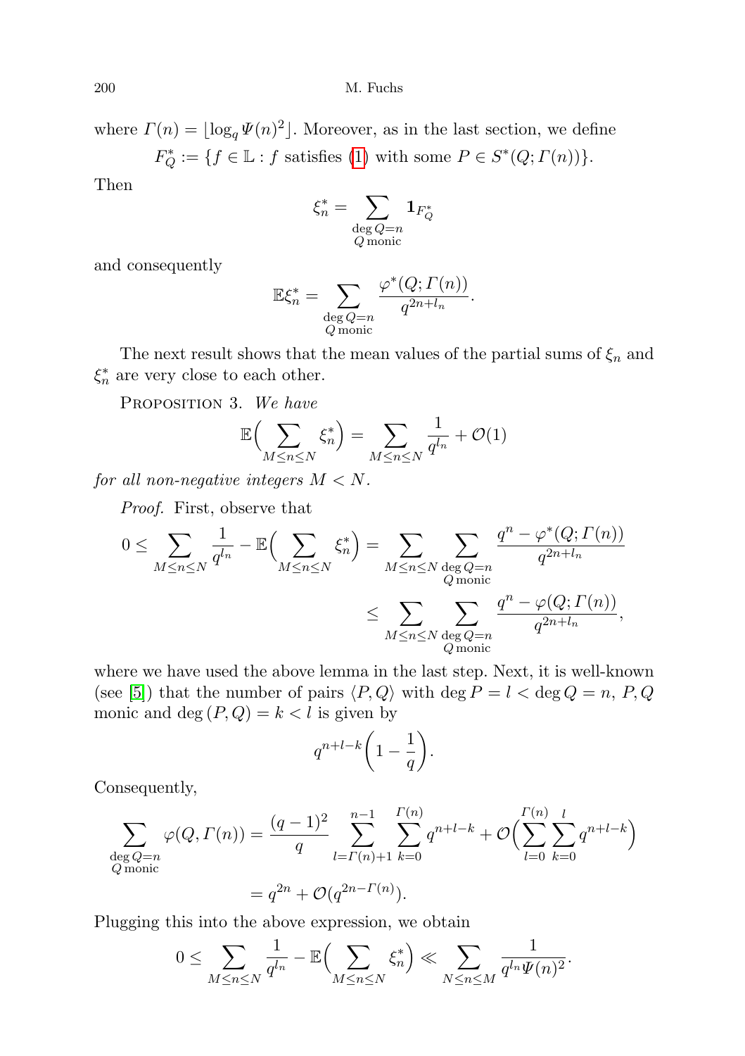where $\Gamma(n) = \lfloor \log_q \Psi(n)^2 \rfloor$. Moreover, as in the last section, we define

$$F_Q^* := \{f \in \mathbb{L} : f \text{ satisfies (1) with some } P \in S^*(Q; \Gamma(n))\}.$$

Then

$$\xi_n^* = \sum_{\substack{\deg Q = n \\ Q \text{ monic}}} \mathbf{1}_{F_Q^*}$$

and consequently

$$\mathbb{E}\xi_n^* = \sum_{\substack{\deg Q = n \\ Q \text{ monic}}} \frac{\varphi^*(Q; \Gamma(n))}{q^{2n+l_n}}.$$

The next result shows that the mean values of the partial sums of $\xi_n$ and $\xi_n^*$ are very close to each other.

Proposition 3. *We have*

$$\mathbb{E}\Big(\sum_{M \le n \le N} \xi_n^*\Big) = \sum_{M \le n \le N} \frac{1}{q^{l_n}} + \mathcal{O}(1)$$

*for all non-negative integers $M < N$.*

*Proof.* First, observe that

$$\begin{aligned} 0 \le \sum_{M \le n \le N} \frac{1}{q^{l_n}} - \mathbb{E}\Big(\sum_{M \le n \le N} \xi_n^*\Big) &= \sum_{M \le n \le N} \sum_{\substack{\deg Q = n \\ Q \text{ monic}}} \frac{q^n - \varphi^*(Q; \Gamma(n))}{q^{2n+l_n}} \\ &\le \sum_{M \le n \le N} \sum_{\substack{\deg Q = n \\ Q \text{ monic}}} \frac{q^n - \varphi(Q; \Gamma(n))}{q^{2n+l_n}}, \end{aligned}$$

where we have used the above lemma in the last step. Next, it is well-known (see [5]) that the number of pairs $\langle P, Q\rangle$ with $\deg P = l < \deg Q = n$, $P, Q$ monic and $\deg(P, Q) = k < l$ is given by

$$q^{n+l-k}\Big(1 - \frac{1}{q}\Big).$$

Consequently,

$$\begin{aligned} \sum_{\substack{\deg Q = n \\ Q \text{ monic}}} \varphi(Q, \Gamma(n)) &= \frac{(q-1)^2}{q} \sum_{l=\Gamma(n)+1}^{n-1} \sum_{k=0}^{\Gamma(n)} q^{n+l-k} + \mathcal{O}\Big(\sum_{l=0}^{\Gamma(n)} \sum_{k=0}^{l} q^{n+l-k}\Big) \\ &= q^{2n} + \mathcal{O}(q^{2n-\Gamma(n)}). \end{aligned}$$

Plugging this into the above expression, we obtain

$$0 \le \sum_{M \le n \le N} \frac{1}{q^{l_n}} - \mathbb{E}\Big(\sum_{M \le n \le N} \xi_n^*\Big) \ll \sum_{N \le n \le M} \frac{1}{q^{l_n} \Psi(n)^2}.$$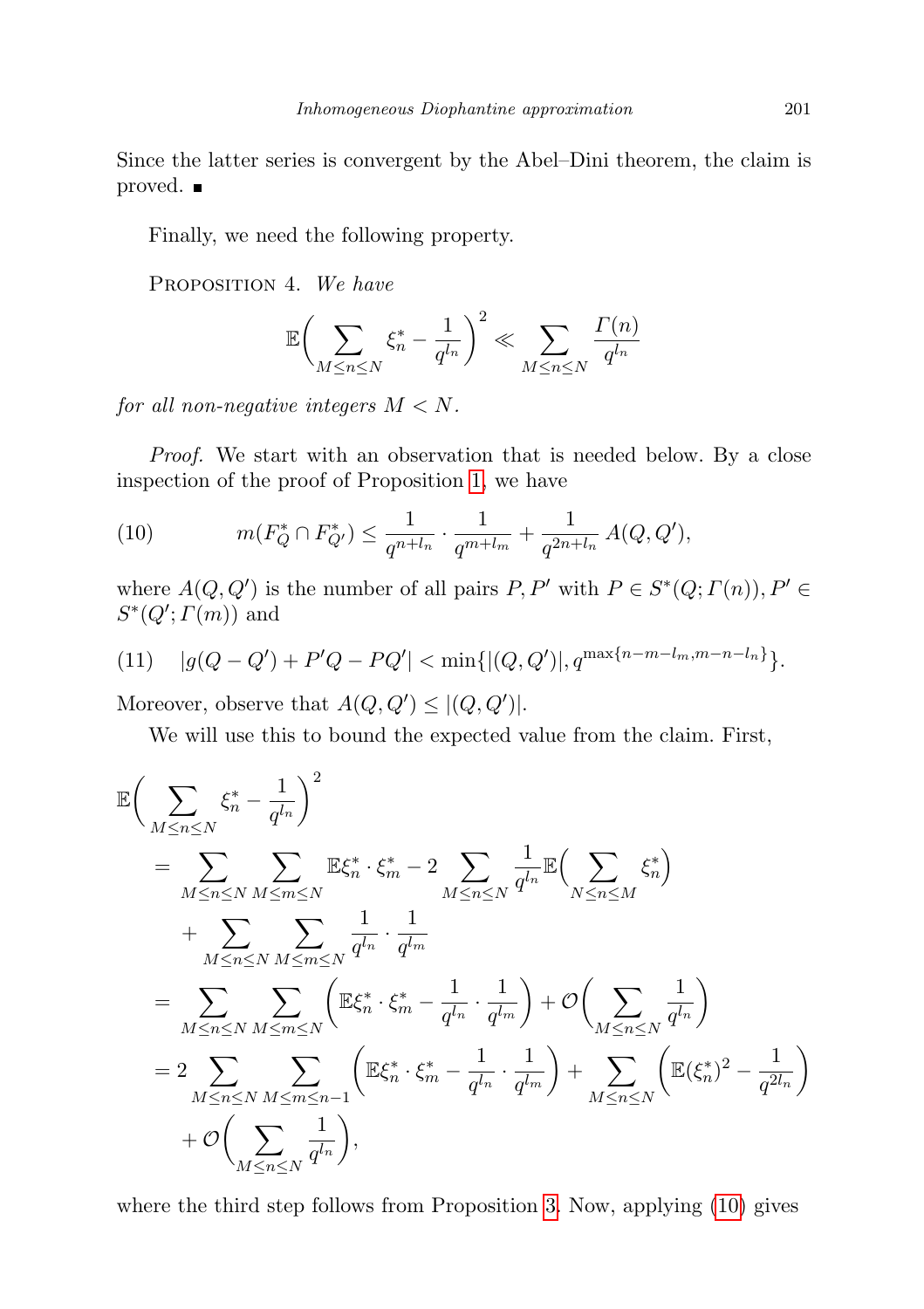Since the latter series is convergent by the Abel–Dini theorem, the claim is proved. ■

Finally, we need the following property.

Proposition 4. *We have*

$$\mathbb{E}\bigg(\sum_{M\le n\le N}\xi_n^* - \frac{1}{q^{l_n}}\bigg)^2 \ll \sum_{M\le n\le N}\frac{\Gamma(n)}{q^{l_n}}$$

*for all non-negative integers $M<N$.*

*Proof.* We start with an observation that is needed below. By a close inspection of the proof of Proposition 1, we have

$$m(F_Q^*\cap F_{Q'}^*)\le \frac{1}{q^{n+l_n}}\cdot\frac{1}{q^{m+l_m}}+\frac{1}{q^{2n+l_n}}\,A(Q,Q'), \tag{10}$$

where $A(Q,Q')$ is the number of all pairs $P,P'$ with $P\in S^*(Q;\Gamma(n)), P'\in S^*(Q';\Gamma(m))$ and

$$|g(Q-Q')+P'Q-PQ'|<\min\{|(Q,Q')|,q^{\max\{n-m-l_m,m-n-l_n\}}\}. \tag{11}$$

Moreover, observe that $A(Q,Q')\le |(Q,Q')|$.

We will use this to bound the expected value from the claim. First,

$$\begin{aligned}
&\mathbb{E}\bigg(\sum_{M\le n\le N}\xi_n^*-\frac{1}{q^{l_n}}\bigg)^2\\
&\quad=\sum_{M\le n\le N}\sum_{M\le m\le N}\mathbb{E}\xi_n^*\cdot\xi_m^* - 2\sum_{M\le n\le N}\frac{1}{q^{l_n}}\mathbb{E}\bigg(\sum_{N\le n\le M}\xi_n^*\bigg)\\
&\qquad+\sum_{M\le n\le N}\sum_{M\le m\le N}\frac{1}{q^{l_n}}\cdot\frac{1}{q^{l_m}}\\
&\quad=\sum_{M\le n\le N}\sum_{M\le m\le N}\bigg(\mathbb{E}\xi_n^*\cdot\xi_m^*-\frac{1}{q^{l_n}}\cdot\frac{1}{q^{l_m}}\bigg)+\mathcal{O}\bigg(\sum_{M\le n\le N}\frac{1}{q^{l_n}}\bigg)\\
&\quad=2\sum_{M\le n\le N}\sum_{M\le m\le n-1}\bigg(\mathbb{E}\xi_n^*\cdot\xi_m^*-\frac{1}{q^{l_n}}\cdot\frac{1}{q^{l_m}}\bigg)+\sum_{M\le n\le N}\bigg(\mathbb{E}(\xi_n^*)^2-\frac{1}{q^{2l_n}}\bigg)\\
&\qquad+\mathcal{O}\bigg(\sum_{M\le n\le N}\frac{1}{q^{l_n}}\bigg),
\end{aligned}$$

where the third step follows from Proposition 3. Now, applying (10) gives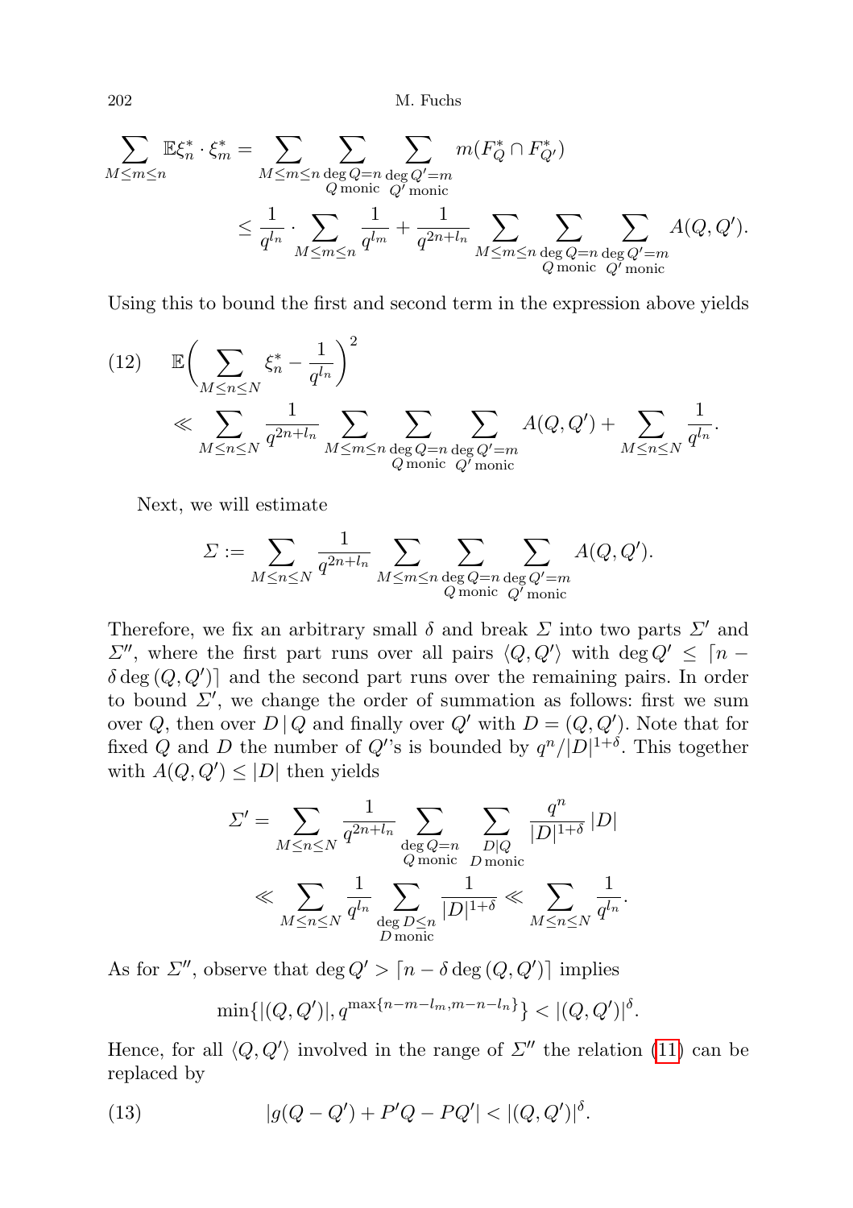$$\sum_{M\le m\le n}\mathbb{E}\xi_n^*\cdot\xi_m^* = \sum_{M\le m\le n}\sum_{\substack{\deg Q=n\\ Q\text{ monic}}}\sum_{\substack{\deg Q'=m\\ Q'\text{ monic}}} m(F_Q^*\cap F_{Q'}^*)$$

$$\le \frac{1}{q^{l_n}}\cdot\sum_{M\le m\le n}\frac{1}{q^{l_m}} + \frac{1}{q^{2n+l_n}}\sum_{M\le m\le n}\sum_{\substack{\deg Q=n\\ Q\text{ monic}}}\sum_{\substack{\deg Q'=m\\ Q'\text{ monic}}} A(Q,Q').$$

Using this to bound the first and second term in the expression above yields

$$\mathbb{E}\Big(\sum_{M\le n\le N}\xi_n^* - \frac{1}{q^{l_n}}\Big)^2 \ll \sum_{M\le n\le N}\frac{1}{q^{2n+l_n}}\sum_{M\le m\le n}\sum_{\substack{\deg Q=n\\ Q\text{ monic}}}\sum_{\substack{\deg Q'=m\\ Q'\text{ monic}}} A(Q,Q') + \sum_{M\le n\le N}\frac{1}{q^{l_n}}. \tag{12}$$

Next, we will estimate

$$\varSigma := \sum_{M\le n\le N}\frac{1}{q^{2n+l_n}}\sum_{M\le m\le n}\sum_{\substack{\deg Q=n\\ Q\text{ monic}}}\sum_{\substack{\deg Q'=m\\ Q'\text{ monic}}} A(Q,Q').$$

Therefore, we fix an arbitrary small $\delta$ and break $\varSigma$ into two parts $\varSigma'$ and $\varSigma''$, where the first part runs over all pairs $\langle Q,Q'\rangle$ with $\deg Q'\le\lceil n-\delta\deg(Q,Q')\rceil$ and the second part runs over the remaining pairs. In order to bound $\varSigma'$, we change the order of summation as follows: first we sum over $Q$, then over $D\,|\,Q$ and finally over $Q'$ with $D=(Q,Q')$. Note that for fixed $Q$ and $D$ the number of $Q'$'s is bounded by $q^n/|D|^{1+\delta}$. This together with $A(Q,Q')\le|D|$ then yields

$$\varSigma' = \sum_{M\le n\le N}\frac{1}{q^{2n+l_n}}\sum_{\substack{\deg Q=n\\ Q\text{ monic}}}\sum_{\substack{D|Q\\ D\text{ monic}}}\frac{q^n}{|D|^{1+\delta}}|D|$$

$$\ll \sum_{M\le n\le N}\frac{1}{q^{l_n}}\sum_{\substack{\deg D\le n\\ D\text{ monic}}}\frac{1}{|D|^{1+\delta}} \ll \sum_{M\le n\le N}\frac{1}{q^{l_n}}.$$

As for $\varSigma''$, observe that $\deg Q'>\lceil n-\delta\deg(Q,Q')\rceil$ implies

$$\min\{|(Q,Q')|, q^{\max\{n-m-l_m,m-n-l_n\}}\} < |(Q,Q')|^{\delta}.$$

Hence, for all $\langle Q,Q'\rangle$ involved in the range of $\varSigma''$ the relation (11) can be replaced by

$$|g(Q-Q')+P'Q-PQ'| < |(Q,Q')|^{\delta}. \tag{13}$$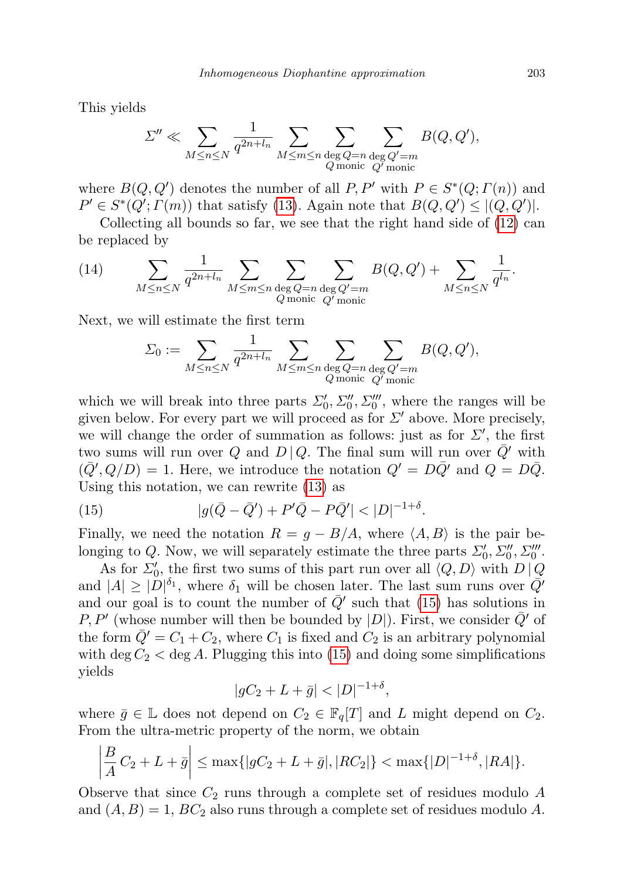This yields

$$\Sigma'' \ll \sum_{M\le n\le N} \frac{1}{q^{2n+l_n}} \sum_{M\le m\le n} \sum_{\substack{\deg Q=n\\ Q\,\text{monic}}} \sum_{\substack{\deg Q'=m\\ Q'\,\text{monic}}} B(Q,Q'),$$

where $B(Q,Q')$ denotes the number of all $P,P'$ with $P\in S^*(Q;\Gamma(n))$ and $P'\in S^*(Q';\Gamma(m))$ that satisfy (13). Again note that $B(Q,Q')\le |(Q,Q')|$.

Collecting all bounds so far, we see that the right hand side of (12) can be replaced by

$$\sum_{M\le n\le N} \frac{1}{q^{2n+l_n}} \sum_{M\le m\le n} \sum_{\substack{\deg Q=n\\ Q\,\text{monic}}} \sum_{\substack{\deg Q'=m\\ Q'\,\text{monic}}} B(Q,Q') + \sum_{M\le n\le N} \frac{1}{q^{l_n}}. \tag{14}$$

Next, we will estimate the first term

$$\Sigma_0 := \sum_{M\le n\le N} \frac{1}{q^{2n+l_n}} \sum_{M\le m\le n} \sum_{\substack{\deg Q=n\\ Q\,\text{monic}}} \sum_{\substack{\deg Q'=m\\ Q'\,\text{monic}}} B(Q,Q'),$$

which we will break into three parts $\Sigma_0', \Sigma_0'', \Sigma_0'''$, where the ranges will be given below. For every part we will proceed as for $\Sigma'$ above. More precisely, we will change the order of summation as follows: just as for $\Sigma'$, the first two sums will run over $Q$ and $D\,|\,Q$. The final sum will run over $\bar{Q}'$ with $(\bar{Q}', Q/D)=1$. Here, we introduce the notation $Q'=D\bar{Q}'$ and $Q=D\bar{Q}$. Using this notation, we can rewrite (13) as

$$|g(\bar{Q}-\bar{Q}')+P'\bar{Q}-P\bar{Q}'| < |D|^{-1+\delta}. \tag{15}$$

Finally, we need the notation $R=g-B/A$, where $\langle A,B\rangle$ is the pair belonging to $Q$. Now, we will separately estimate the three parts $\Sigma_0', \Sigma_0'', \Sigma_0'''$.

As for $\Sigma_0'$, the first two sums of this part run over all $\langle Q,D\rangle$ with $D\,|\,Q$ and $|A|\ge |D|^{\delta_1}$, where $\delta_1$ will be chosen later. The last sum runs over $\bar{Q}'$ and our goal is to count the number of $\bar{Q}'$ such that (15) has solutions in $P,P'$ (whose number will then be bounded by $|D|$). First, we consider $\bar{Q}'$ of the form $\bar{Q}'=C_1+C_2$, where $C_1$ is fixed and $C_2$ is an arbitrary polynomial with $\deg C_2<\deg A$. Plugging this into (15) and doing some simplifications yields

$$|gC_2+L+\bar{g}| < |D|^{-1+\delta},$$

where $\bar{g}\in\mathbb{L}$ does not depend on $C_2\in\mathbb{F}_q[T]$ and $L$ might depend on $C_2$. From the ultra-metric property of the norm, we obtain

$$\left|\frac{B}{A}C_2+L+\bar{g}\right| \le \max\{|gC_2+L+\bar{g}|, |RC_2|\} < \max\{|D|^{-1+\delta}, |RA|\}.$$

Observe that since $C_2$ runs through a complete set of residues modulo $A$ and $(A,B)=1$, $BC_2$ also runs through a complete set of residues modulo $A$.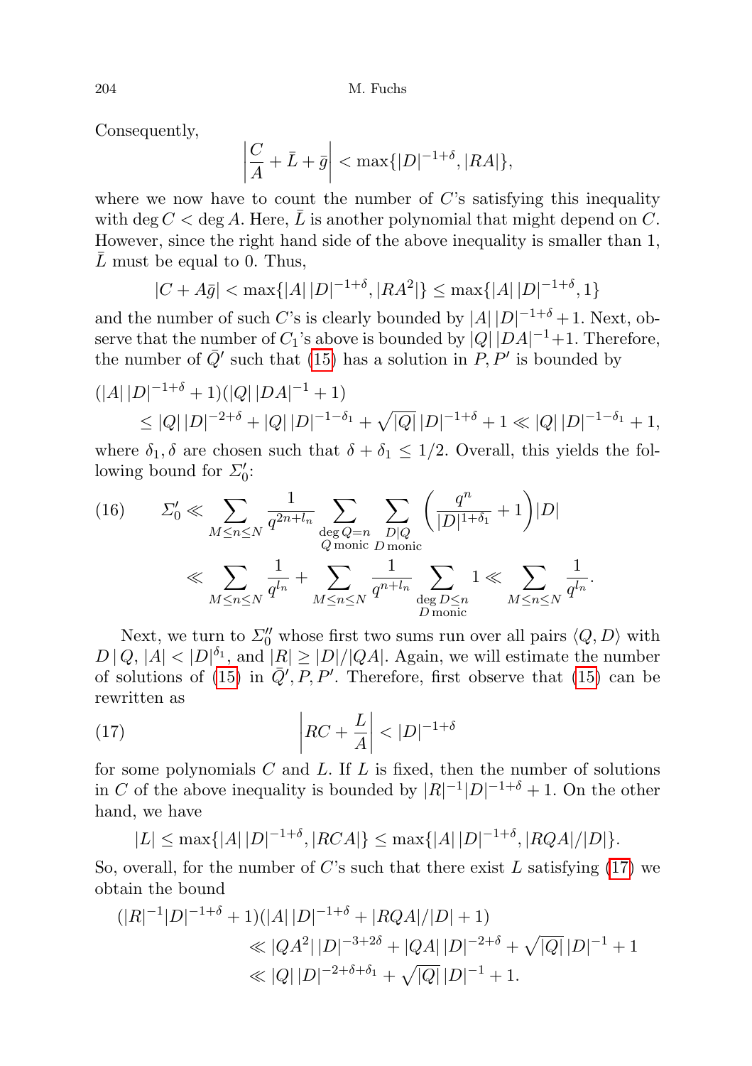Consequently,

$$\left|\frac{C}{A}+\bar{L}+\bar{g}\right|<\max\{|D|^{-1+\delta},|RA|\},$$

where we now have to count the number of $C$'s satisfying this inequality with $\deg C<\deg A$. Here, $\bar{L}$ is another polynomial that might depend on $C$. However, since the right hand side of the above inequality is smaller than 1, $\bar{L}$ must be equal to 0. Thus,

$$|C+A\bar{g}|<\max\{|A|\,|D|^{-1+\delta},|RA^2|\}\le\max\{|A|\,|D|^{-1+\delta},1\}$$

and the number of such $C$'s is clearly bounded by $|A|\,|D|^{-1+\delta}+1$. Next, observe that the number of $C_1$'s above is bounded by $|Q|\,|DA|^{-1}+1$. Therefore, the number of $\bar{Q}'$ such that (15) has a solution in $P,P'$ is bounded by

$$\begin{aligned}(|A|\,|D|^{-1+\delta}&+1)(|Q|\,|DA|^{-1}+1)\\&\le|Q|\,|D|^{-2+\delta}+|Q|\,|D|^{-1-\delta_1}+\sqrt{|Q|}\,|D|^{-1+\delta}+1\ll|Q|\,|D|^{-1-\delta_1}+1,\end{aligned}$$

where $\delta_1,\delta$ are chosen such that $\delta+\delta_1\le1/2$. Overall, this yields the following bound for $\Sigma_0'$:

$$\begin{aligned}(16)\qquad \Sigma_0'&\ll\sum_{M\le n\le N}\frac{1}{q^{2n+l_n}}\sum_{\substack{\deg Q=n\\ Q\text{ monic}}}\sum_{\substack{D\mid Q\\ D\text{ monic}}}\left(\frac{q^n}{|D|^{1+\delta_1}}+1\right)|D|\\&\ll\sum_{M\le n\le N}\frac{1}{q^{l_n}}+\sum_{M\le n\le N}\frac{1}{q^{n+l_n}}\sum_{\substack{\deg D\le n\\ D\text{ monic}}}1\ll\sum_{M\le n\le N}\frac{1}{q^{l_n}}.\end{aligned}$$

Next, we turn to $\Sigma_0''$ whose first two sums run over all pairs $\langle Q,D\rangle$ with $D\mid Q$, $|A|<|D|^{\delta_1}$, and $|R|\ge|D|/|QA|$. Again, we will estimate the number of solutions of (15) in $\bar{Q}',P,P'$. Therefore, first observe that (15) can be rewritten as

$$(17)\qquad\qquad \left|RC+\frac{L}{A}\right|<|D|^{-1+\delta}$$

for some polynomials $C$ and $L$. If $L$ is fixed, then the number of solutions in $C$ of the above inequality is bounded by $|R|^{-1}|D|^{-1+\delta}+1$. On the other hand, we have

$$|L|\le\max\{|A|\,|D|^{-1+\delta},|RCA|\}\le\max\{|A|\,|D|^{-1+\delta},|RQA|/|D|\}.$$

So, overall, for the number of $C$'s such that there exist $L$ satisfying (17) we obtain the bound

$$\begin{aligned}(|R|^{-1}|D|^{-1+\delta}+1)&(|A|\,|D|^{-1+\delta}+|RQA|/|D|+1)\\&\ll|QA^2|\,|D|^{-3+2\delta}+|QA|\,|D|^{-2+\delta}+\sqrt{|Q|}\,|D|^{-1}+1\\&\ll|Q|\,|D|^{-2+\delta+\delta_1}+\sqrt{|Q|}\,|D|^{-1}+1.\end{aligned}$$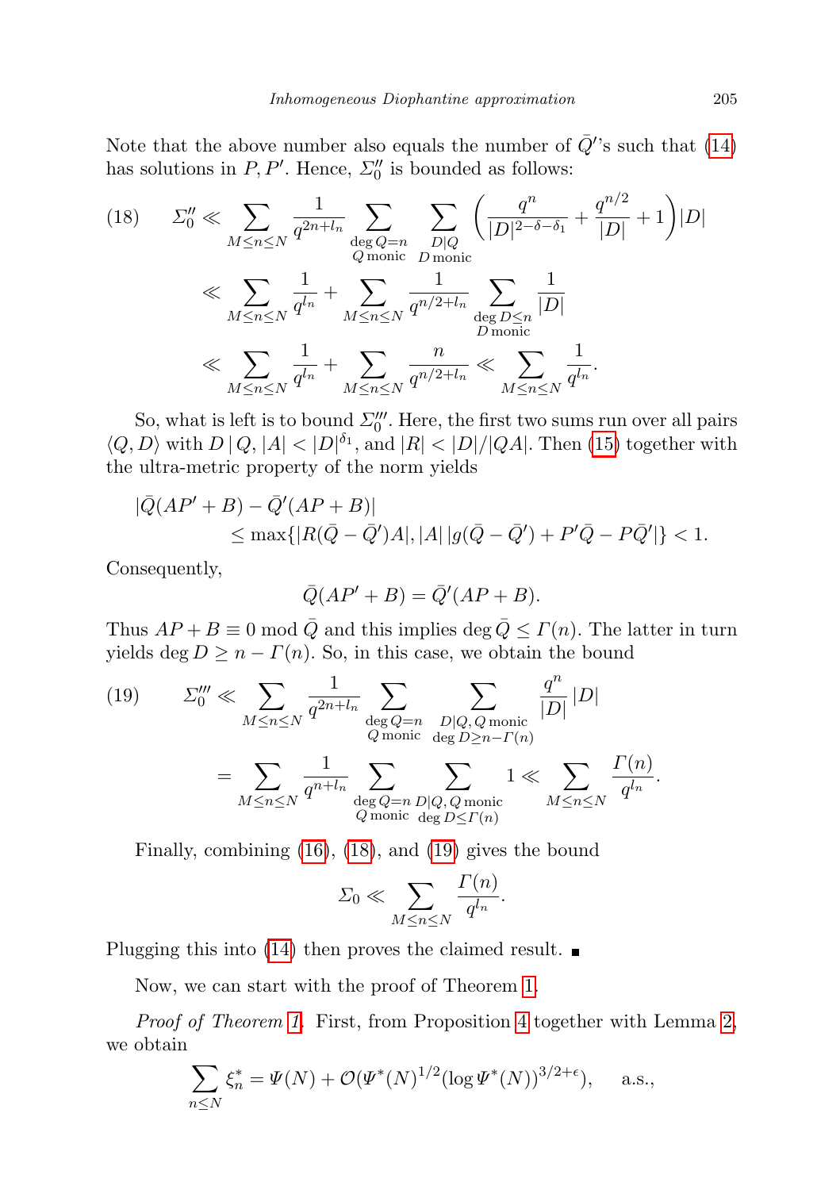Note that the above number also equals the number of $\bar{Q}'$'s such that (14) has solutions in $P, P'$. Hence, $\Sigma_0''$ is bounded as follows:

$$
(18)\qquad \Sigma_0'' \ll \sum_{M\le n\le N} \frac{1}{q^{2n+l_n}} \sum_{\substack{\deg Q=n\\ Q\text{ monic}}} \sum_{\substack{D\mid Q\\ D\text{ monic}}} \left(\frac{q^n}{|D|^{2-\delta-\delta_1}} + \frac{q^{n/2}}{|D|} + 1\right)|D|
$$

$$
\ll \sum_{M\le n\le N} \frac{1}{q^{l_n}} + \sum_{M\le n\le N} \frac{1}{q^{n/2+l_n}} \sum_{\substack{\deg D\le n\\ D\text{ monic}}} \frac{1}{|D|}
$$

$$
\ll \sum_{M\le n\le N} \frac{1}{q^{l_n}} + \sum_{M\le n\le N} \frac{n}{q^{n/2+l_n}} \ll \sum_{M\le n\le N} \frac{1}{q^{l_n}}.
$$

So, what is left is to bound $\Sigma_0'''$. Here, the first two sums run over all pairs $\langle Q, D\rangle$ with $D \mid Q$, $|A| < |D|^{\delta_1}$, and $|R| < |D|/|QA|$. Then (15) together with the ultra-metric property of the norm yields

$$
|\bar{Q}(AP'+B) - \bar{Q}'(AP+B)|
$$
$$
\le \max\{|R(\bar{Q}-\bar{Q}')A|, |A|\,|g(\bar{Q}-\bar{Q}') + P'\bar{Q} - P\bar{Q}'|\} < 1.
$$

Consequently,

$$
\bar{Q}(AP'+B) = \bar{Q}'(AP+B).
$$

Thus $AP+B \equiv 0 \bmod \bar{Q}$ and this implies $\deg \bar{Q} \le \Gamma(n)$. The latter in turn yields $\deg D \ge n - \Gamma(n)$. So, in this case, we obtain the bound

$$
(19)\qquad \Sigma_0''' \ll \sum_{M\le n\le N} \frac{1}{q^{2n+l_n}} \sum_{\substack{\deg Q=n\\ Q\text{ monic}}} \sum_{\substack{D\mid Q,\, Q\text{ monic}\\ \deg D\ge n-\Gamma(n)}} \frac{q^n}{|D|}\,|D|
$$

$$
= \sum_{M\le n\le N} \frac{1}{q^{n+l_n}} \sum_{\substack{\deg Q=n\\ Q\text{ monic}}} \sum_{\substack{D\mid Q,\, Q\text{ monic}\\ \deg D\le\Gamma(n)}} 1 \ll \sum_{M\le n\le N} \frac{\Gamma(n)}{q^{l_n}}.
$$

Finally, combining (16), (18), and (19) gives the bound

$$
\Sigma_0 \ll \sum_{M\le n\le N} \frac{\Gamma(n)}{q^{l_n}}.
$$

Plugging this into (14) then proves the claimed result. ■

Now, we can start with the proof of Theorem 1.

*Proof of Theorem 1.* First, from Proposition 4 together with Lemma 2, we obtain

$$
\sum_{n\le N} \xi_n^* = \Psi(N) + \mathcal{O}(\Psi^*(N)^{1/2}(\log \Psi^*(N))^{3/2+\epsilon}), \qquad \text{a.s.},
$$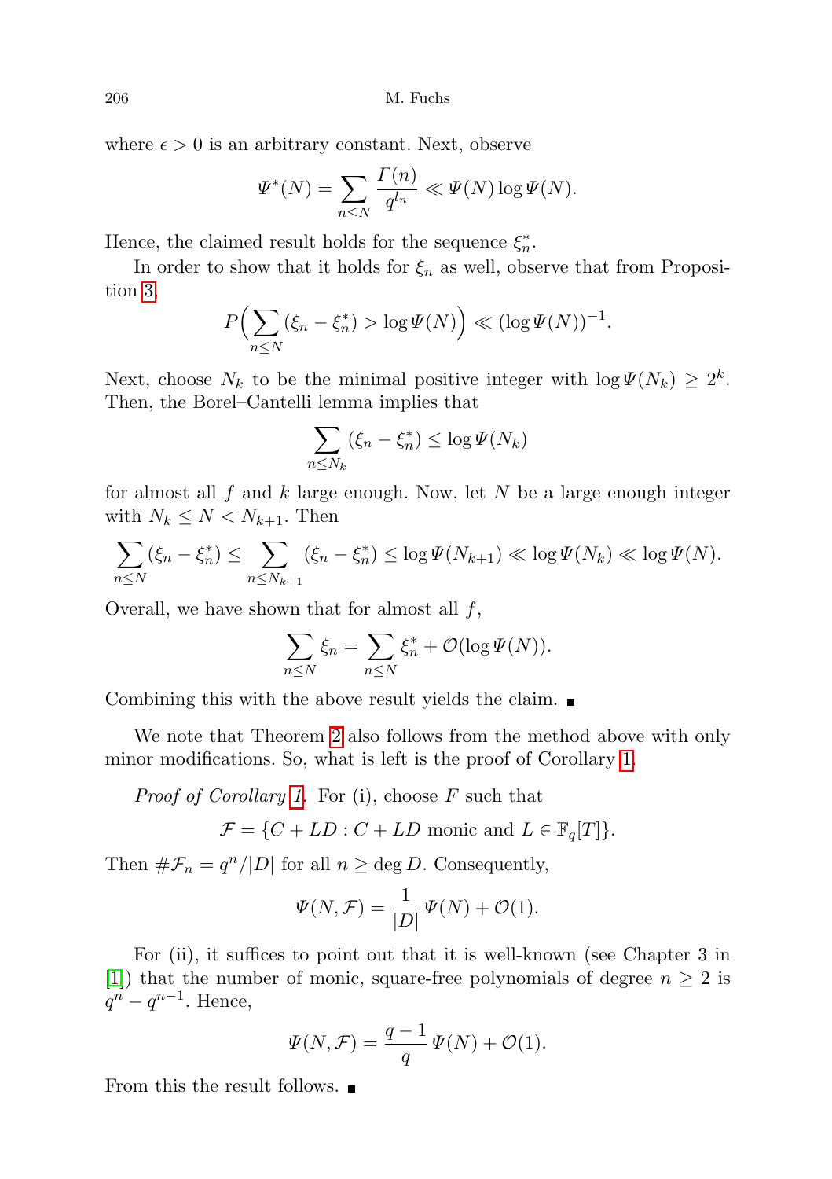where $\epsilon > 0$ is an arbitrary constant. Next, observe

$$\Psi^*(N) = \sum_{n \le N} \frac{\Gamma(n)}{q^{l_n}} \ll \Psi(N) \log \Psi(N).$$

Hence, the claimed result holds for the sequence $\xi_n^*$.

In order to show that it holds for $\xi_n$ as well, observe that from Proposition 3,

$$P\Big(\sum_{n \le N} (\xi_n - \xi_n^*) > \log \Psi(N)\Big) \ll (\log \Psi(N))^{-1}.$$

Next, choose $N_k$ to be the minimal positive integer with $\log \Psi(N_k) \ge 2^k$. Then, the Borel–Cantelli lemma implies that

$$\sum_{n \le N_k} (\xi_n - \xi_n^*) \le \log \Psi(N_k)$$

for almost all $f$ and $k$ large enough. Now, let $N$ be a large enough integer with $N_k \le N < N_{k+1}$. Then

$$\sum_{n \le N} (\xi_n - \xi_n^*) \le \sum_{n \le N_{k+1}} (\xi_n - \xi_n^*) \le \log \Psi(N_{k+1}) \ll \log \Psi(N_k) \ll \log \Psi(N).$$

Overall, we have shown that for almost all $f$,

$$\sum_{n \le N} \xi_n = \sum_{n \le N} \xi_n^* + \mathcal{O}(\log \Psi(N)).$$

Combining this with the above result yields the claim. ∎

We note that Theorem 2 also follows from the method above with only minor modifications. So, what is left is the proof of Corollary 1.

*Proof of Corollary 1.* For (i), choose $F$ such that

$$\mathcal{F} = \{C + LD : C + LD \text{ monic and } L \in \mathbb{F}_q[T]\}.$$

Then $\#\mathcal{F}_n = q^n/|D|$ for all $n \ge \deg D$. Consequently,

$$\Psi(N, \mathcal{F}) = \frac{1}{|D|}\Psi(N) + \mathcal{O}(1).$$

For (ii), it suffices to point out that it is well-known (see Chapter 3 in [1]) that the number of monic, square-free polynomials of degree $n \ge 2$ is $q^n - q^{n-1}$. Hence,

$$\Psi(N, \mathcal{F}) = \frac{q-1}{q}\Psi(N) + \mathcal{O}(1).$$

From this the result follows. ∎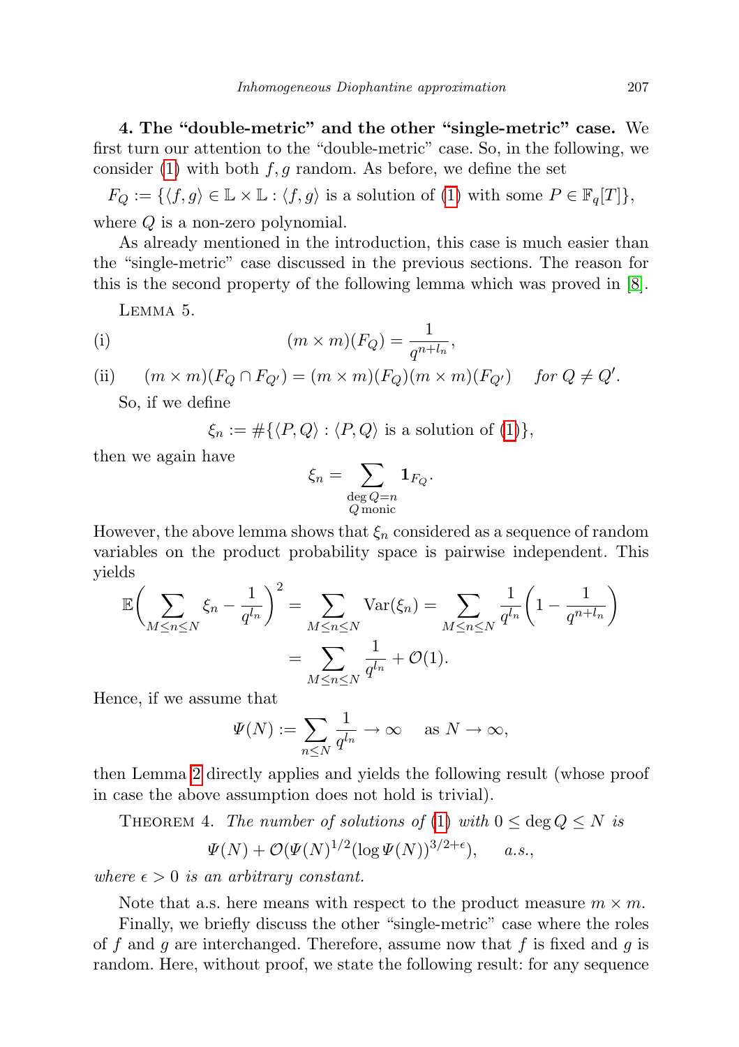**4. The “double-metric” and the other “single-metric” case.** We first turn our attention to the “double-metric” case. So, in the following, we consider (1) with both $f, g$ random. As before, we define the set

$$F_Q := \{\langle f, g\rangle \in \mathbb{L} \times \mathbb{L} : \langle f, g\rangle \text{ is a solution of (1) with some } P \in \mathbb{F}_q[T]\},$$

where $Q$ is a non-zero polynomial.

As already mentioned in the introduction, this case is much easier than the “single-metric” case discussed in the previous sections. The reason for this is the second property of the following lemma which was proved in [8].

Lemma 5.

(i)
$$(m \times m)(F_Q) = \frac{1}{q^{n+l_n}},$$

(ii)
$$(m \times m)(F_Q \cap F_{Q'}) = (m \times m)(F_Q)(m \times m)(F_{Q'}) \quad \textit{for } Q \neq Q'.$$

So, if we define

$$\xi_n := \#\{\langle P, Q\rangle : \langle P, Q\rangle \text{ is a solution of (1)}\},$$

then we again have

$$\xi_n = \sum_{\substack{\deg Q = n \\ Q \text{ monic}}} \mathbf{1}_{F_Q}.$$

However, the above lemma shows that $\xi_n$ considered as a sequence of random variables on the product probability space is pairwise independent. This yields

$$\begin{aligned}
\mathbb{E}\bigg(\sum_{M \le n \le N} \xi_n - \frac{1}{q^{l_n}}\bigg)^2 &= \sum_{M \le n \le N} \operatorname{Var}(\xi_n) = \sum_{M \le n \le N} \frac{1}{q^{l_n}}\bigg(1 - \frac{1}{q^{n+l_n}}\bigg) \\
&= \sum_{M \le n \le N} \frac{1}{q^{l_n}} + \mathcal{O}(1).
\end{aligned}$$

Hence, if we assume that

$$\Psi(N) := \sum_{n \le N} \frac{1}{q^{l_n}} \to \infty \quad \text{as } N \to \infty,$$

then Lemma 2 directly applies and yields the following result (whose proof in case the above assumption does not hold is trivial).

Theorem 4. *The number of solutions of (1) with $0 \le \deg Q \le N$ is*

$$\Psi(N) + \mathcal{O}(\Psi(N)^{1/2}(\log \Psi(N))^{3/2+\epsilon}), \qquad a.s.,$$

*where $\epsilon > 0$ is an arbitrary constant.*

Note that a.s. here means with respect to the product measure $m \times m$.

Finally, we briefly discuss the other “single-metric” case where the roles of $f$ and $g$ are interchanged. Therefore, assume now that $f$ is fixed and $g$ is random. Here, without proof, we state the following result: for any sequence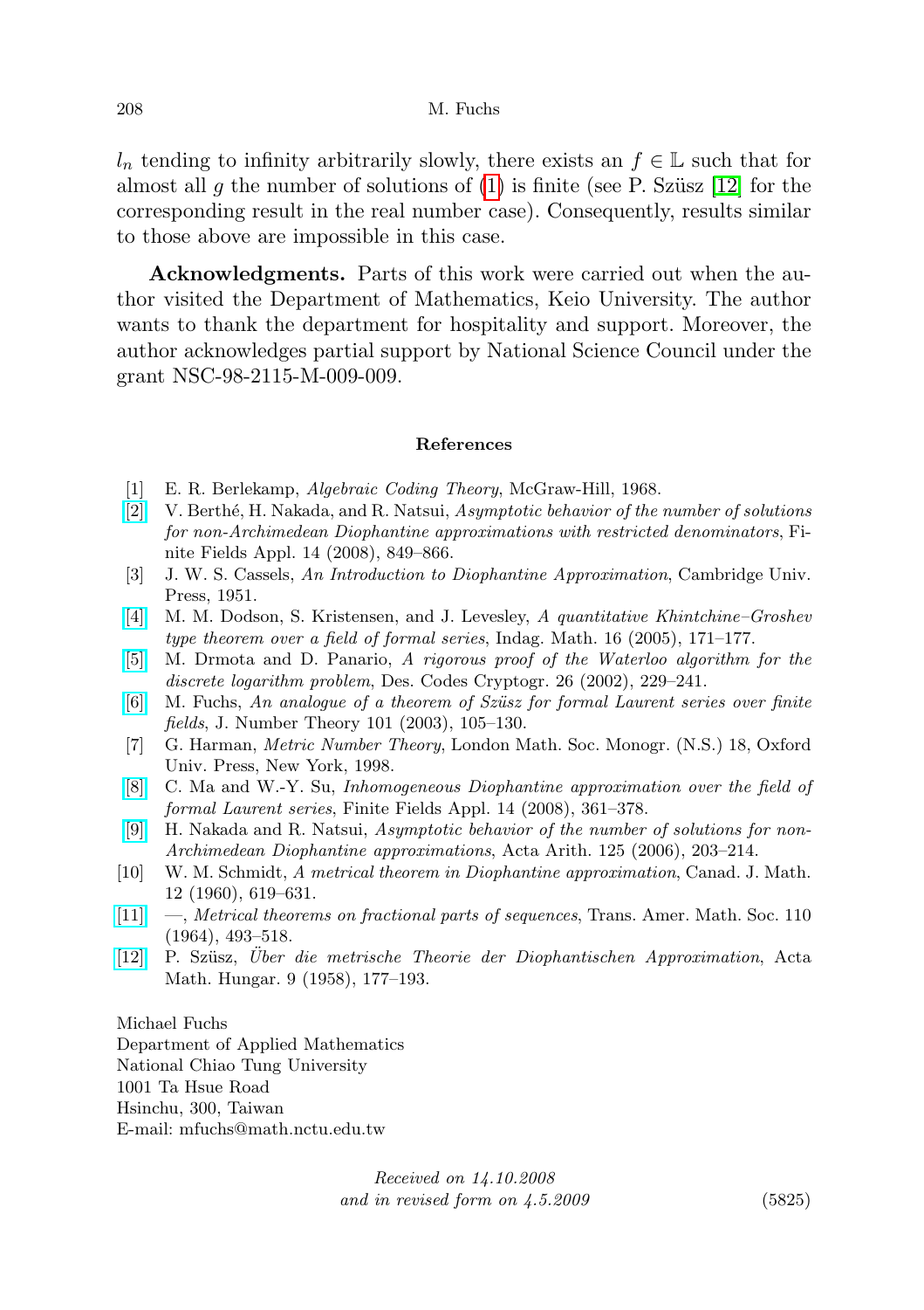$l_n$ tending to infinity arbitrarily slowly, there exists an $f \in \mathbb{L}$ such that for almost all $g$ the number of solutions of (1) is finite (see P. Szüsz [12] for the corresponding result in the real number case). Consequently, results similar to those above are impossible in this case.

**Acknowledgments.** Parts of this work were carried out when the author visited the Department of Mathematics, Keio University. The author wants to thank the department for hospitality and support. Moreover, the author acknowledges partial support by National Science Council under the grant NSC-98-2115-M-009-009.

## References

[1] E. R. Berlekamp, *Algebraic Coding Theory*, McGraw-Hill, 1968.

[2] V. Berthé, H. Nakada, and R. Natsui, *Asymptotic behavior of the number of solutions for non-Archimedean Diophantine approximations with restricted denominators*, Finite Fields Appl. 14 (2008), 849–866.

[3] J. W. S. Cassels, *An Introduction to Diophantine Approximation*, Cambridge Univ. Press, 1951.

[4] M. M. Dodson, S. Kristensen, and J. Levesley, *A quantitative Khintchine–Groshev type theorem over a field of formal series*, Indag. Math. 16 (2005), 171–177.

[5] M. Drmota and D. Panario, *A rigorous proof of the Waterloo algorithm for the discrete logarithm problem*, Des. Codes Cryptogr. 26 (2002), 229–241.

[6] M. Fuchs, *An analogue of a theorem of Szüsz for formal Laurent series over finite fields*, J. Number Theory 101 (2003), 105–130.

[7] G. Harman, *Metric Number Theory*, London Math. Soc. Monogr. (N.S.) 18, Oxford Univ. Press, New York, 1998.

[8] C. Ma and W.-Y. Su, *Inhomogeneous Diophantine approximation over the field of formal Laurent series*, Finite Fields Appl. 14 (2008), 361–378.

[9] H. Nakada and R. Natsui, *Asymptotic behavior of the number of solutions for non-Archimedean Diophantine approximations*, Acta Arith. 125 (2006), 203–214.

[10] W. M. Schmidt, *A metrical theorem in Diophantine approximation*, Canad. J. Math. 12 (1960), 619–631.

[11] —, *Metrical theorems on fractional parts of sequences*, Trans. Amer. Math. Soc. 110 (1964), 493–518.

[12] P. Szüsz, *Über die metrische Theorie der Diophantischen Approximation*, Acta Math. Hungar. 9 (1958), 177–193.

Michael Fuchs
Department of Applied Mathematics
National Chiao Tung University
1001 Ta Hsue Road
Hsinchu, 300, Taiwan
E-mail: mfuchs@math.nctu.edu.tw

*Received on 14.10.2008*
*and in revised form on 4.5.2009* (5825)